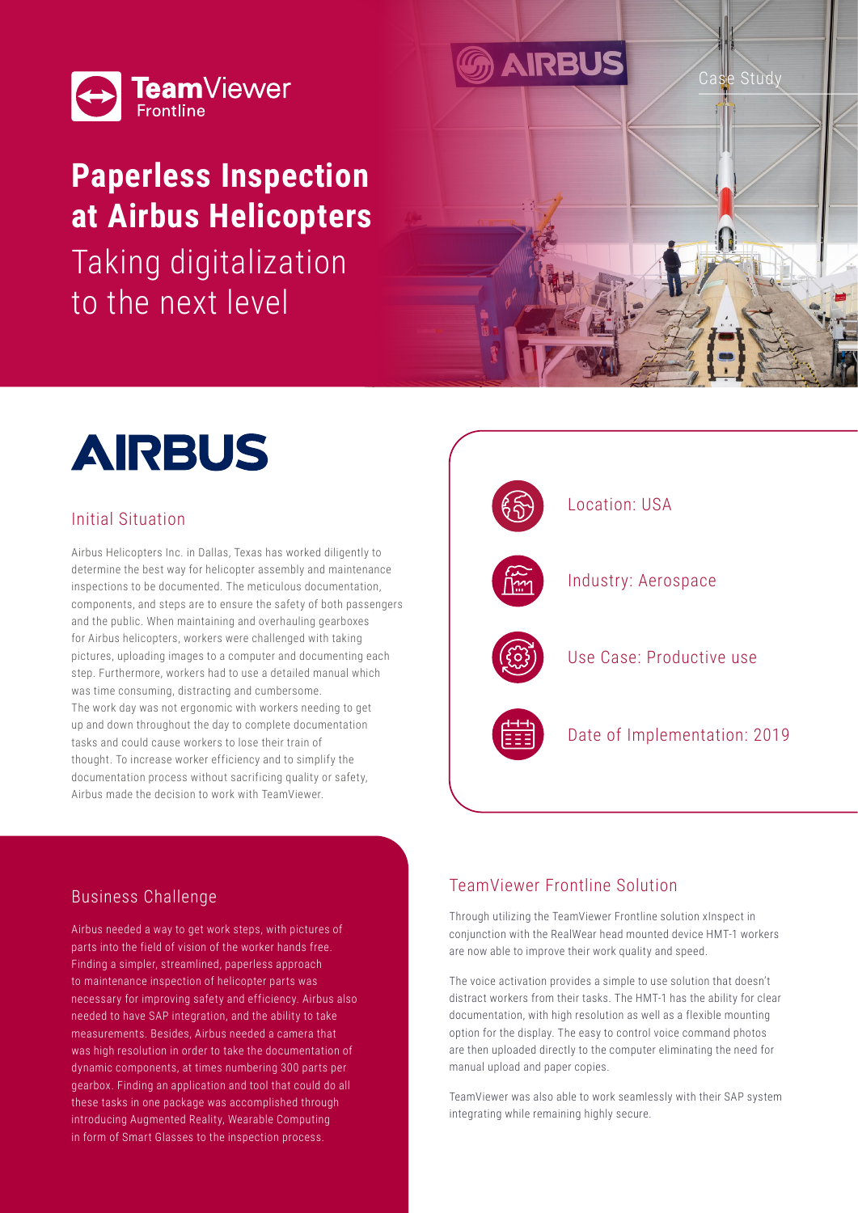TeamViewer Frontline

Case Study

# Paperless Inspection at Airbus Helicopters

## Taking digitalization to the next level

AIRBUS

### Initial Situation

Airbus Helicopters Inc. in Dallas, Texas has worked diligently to determine the best way for helicopter assembly and maintenance inspections to be documented. The meticulous documentation, components, and steps are to ensure the safety of both passengers and the public. When maintaining and overhauling gearboxes for Airbus helicopters, workers were challenged with taking pictures, uploading images to a computer and documenting each step. Furthermore, workers had to use a detailed manual which was time consuming, distracting and cumbersome. The work day was not ergonomic with workers needing to get up and down throughout the day to complete documentation tasks and could cause workers to lose their train of thought. To increase worker efficiency and to simplify the documentation process without sacrificing quality or safety, Airbus made the decision to work with TeamViewer.

Location: USA

Industry: Aerospace

Use Case: Productive use

Date of Implementation: 2019

### Business Challenge

Airbus needed a way to get work steps, with pictures of parts into the field of vision of the worker hands free. Finding a simpler, streamlined, paperless approach to maintenance inspection of helicopter parts was necessary for improving safety and efficiency. Airbus also needed to have SAP integration, and the ability to take measurements. Besides, Airbus needed a camera that was high resolution in order to take the documentation of dynamic components, at times numbering 300 parts per gearbox. Finding an application and tool that could do all these tasks in one package was accomplished through introducing Augmented Reality, Wearable Computing in form of Smart Glasses to the inspection process.

### TeamViewer Frontline Solution

Through utilizing the TeamViewer Frontline solution xInspect in conjunction with the RealWear head mounted device HMT-1 workers are now able to improve their work quality and speed.

The voice activation provides a simple to use solution that doesn't distract workers from their tasks. The HMT-1 has the ability for clear documentation, with high resolution as well as a flexible mounting option for the display. The easy to control voice command photos are then uploaded directly to the computer eliminating the need for manual upload and paper copies.

TeamViewer was also able to work seamlessly with their SAP system integrating while remaining highly secure.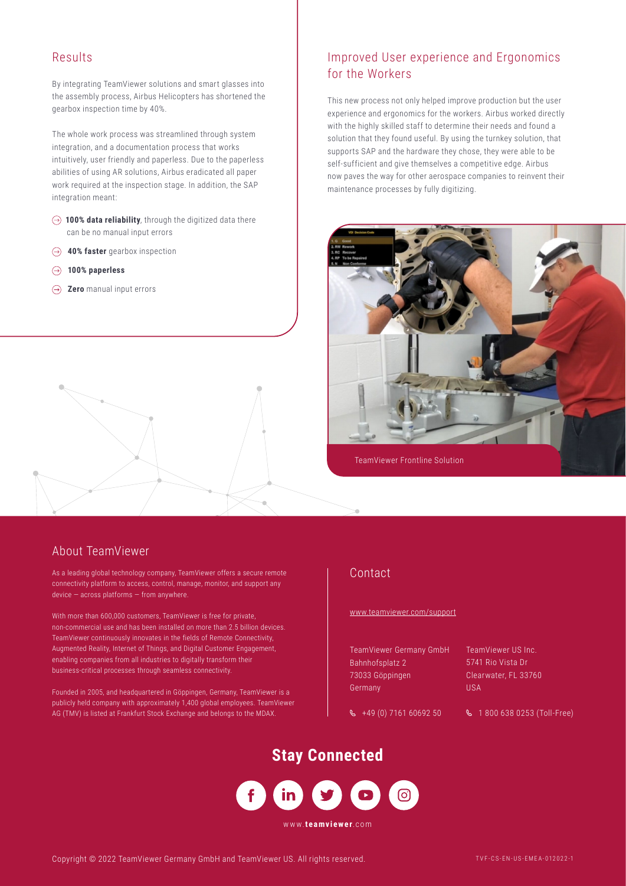## Results

By integrating TeamViewer solutions and smart glasses into the assembly process, Airbus Helicopters has shortened the gearbox inspection time by 40%.

The whole work process was streamlined through system integration, and a documentation process that works intuitively, user friendly and paperless. Due to the paperless abilities of using AR solutions, Airbus eradicated all paper work required at the inspection stage. In addition, the SAP integration meant:

- **100% data reliability**, through the digitized data there can be no manual input errors
- **40% faster** gearbox inspection
- **100% paperless**
- **Zero** manual input errors

## Improved User experience and Ergonomics for the Workers

This new process not only helped improve production but the user experience and ergonomics for the workers. Airbus worked directly with the highly skilled staff to determine their needs and found a solution that they found useful. By using the turnkey solution, that supports SAP and the hardware they chose, they were able to be self-sufficient and give themselves a competitive edge. Airbus now paves the way for other aerospace companies to reinvent their maintenance processes by fully digitizing.

TeamViewer Frontline Solution

## About TeamViewer

As a leading global technology company, TeamViewer offers a secure remote connectivity platform to access, control, manage, monitor, and support any device — across platforms — from anywhere.

With more than 600,000 customers, TeamViewer is free for private, non-commercial use and has been installed on more than 2.5 billion devices. TeamViewer continuously innovates in the fields of Remote Connectivity, Augmented Reality, Internet of Things, and Digital Customer Engagement, enabling companies from all industries to digitally transform their business-critical processes through seamless connectivity.

Founded in 2005, and headquartered in Göppingen, Germany, TeamViewer is a publicly held company with approximately 1,400 global employees. TeamViewer AG (TMV) is listed at Frankfurt Stock Exchange and belongs to the MDAX.

## Contact

www.teamviewer.com/support

TeamViewer Germany GmbH
Bahnhofsplatz 2
73033 Göppingen
Germany

+49 (0) 7161 60692 50

TeamViewer US Inc.
5741 Rio Vista Dr
Clearwater, FL 33760
USA

1 800 638 0253 (Toll-Free)

## Stay Connected

www.teamviewer.com

Copyright © 2022 TeamViewer Germany GmbH and TeamViewer US. All rights reserved.

TVF-CS-EN-US-EMEA-012022-1